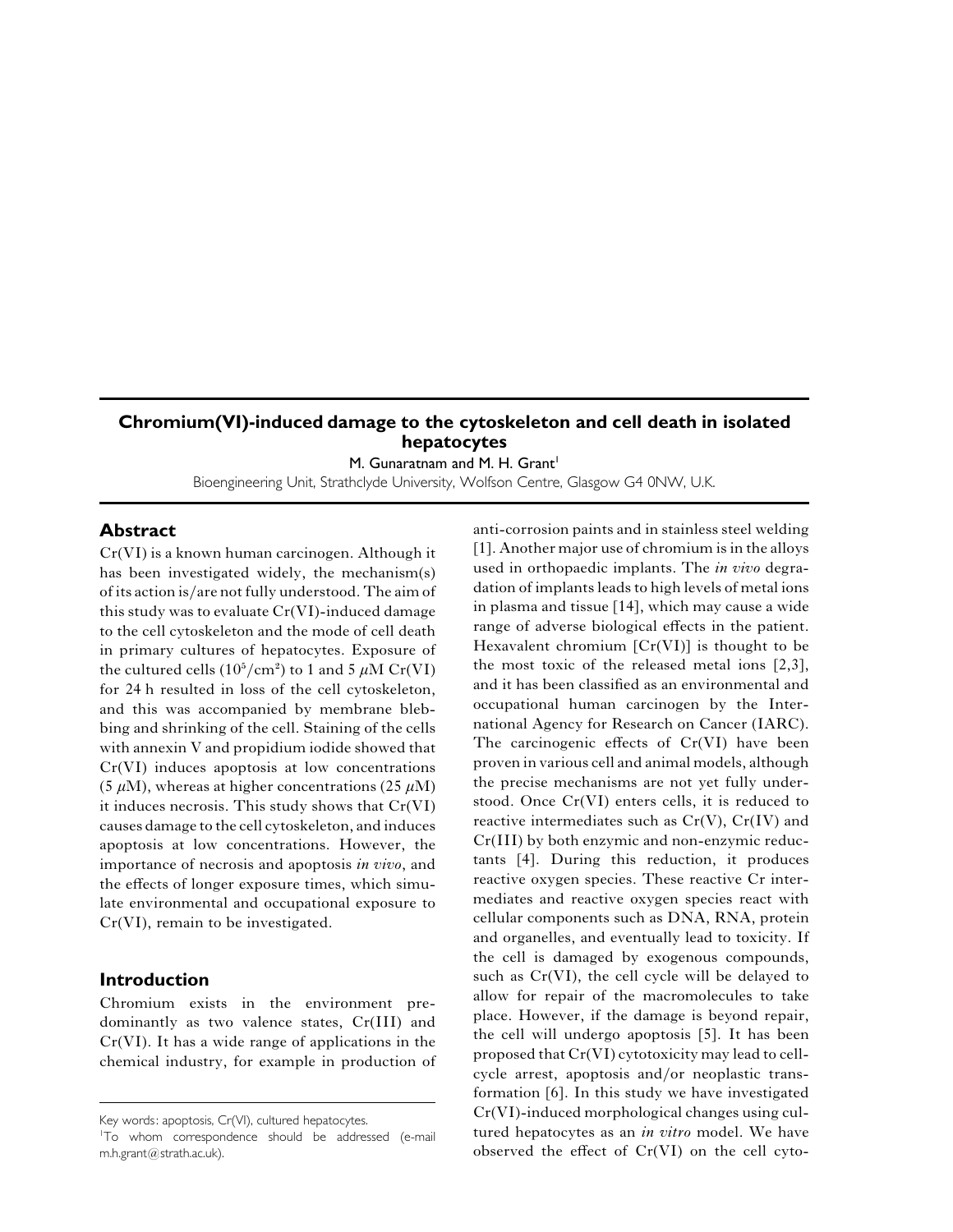# Chromium(VI)-induced damage to the cytoskeleton and cell death in isolated hepatocytes

M. Gunaratnam and M. H. Grant[1]

Bioengineering Unit, Strathclyde University, Wolfson Centre, Glasgow G4 0NW, U.K.

## Abstract

Cr(VI) is a known human carcinogen. Although it has been investigated widely, the mechanism(s) of its action is/are not fully understood. The aim of this study was to evaluate Cr(VI)-induced damage to the cell cytoskeleton and the mode of cell death in primary cultures of hepatocytes. Exposure of the cultured cells ($10^5/cm^2$) to 1 and 5 $\mu$M Cr(VI) for 24 h resulted in loss of the cell cytoskeleton, and this was accompanied by membrane blebbing and shrinking of the cell. Staining of the cells with annexin V and propidium iodide showed that Cr(VI) induces apoptosis at low concentrations (5 $\mu$M), whereas at higher concentrations (25 $\mu$M) it induces necrosis. This study shows that Cr(VI) causes damage to the cell cytoskeleton, and induces apoptosis at low concentrations. However, the importance of necrosis and apoptosis *in vivo*, and the effects of longer exposure times, which simulate environmental and occupational exposure to Cr(VI), remain to be investigated.

## Introduction

Chromium exists in the environment predominantly as two valence states, Cr(III) and Cr(VI). It has a wide range of applications in the chemical industry, for example in production of anti-corrosion paints and in stainless steel welding [1]. Another major use of chromium is in the alloys used in orthopaedic implants. The *in vivo* degradation of implants leads to high levels of metal ions in plasma and tissue [14], which may cause a wide range of adverse biological effects in the patient. Hexavalent chromium [Cr(VI)] is thought to be the most toxic of the released metal ions [2,3], and it has been classified as an environmental and occupational human carcinogen by the International Agency for Research on Cancer (IARC). The carcinogenic effects of Cr(VI) have been proven in various cell and animal models, although the precise mechanisms are not yet fully understood. Once Cr(VI) enters cells, it is reduced to reactive intermediates such as Cr(V), Cr(IV) and Cr(III) by both enzymic and non-enzymic reductants [4]. During this reduction, it produces reactive oxygen species. These reactive Cr intermediates and reactive oxygen species react with cellular components such as DNA, RNA, protein and organelles, and eventually lead to toxicity. If the cell is damaged by exogenous compounds, such as Cr(VI), the cell cycle will be delayed to allow for repair of the macromolecules to take place. However, if the damage is beyond repair, the cell will undergo apoptosis [5]. It has been proposed that Cr(VI) cytotoxicity may lead to cell-cycle arrest, apoptosis and/or neoplastic transformation [6]. In this study we have investigated Cr(VI)-induced morphological changes using cultured hepatocytes as an *in vitro* model. We have observed the effect of Cr(VI) on the cell cyto-

---

Key words: apoptosis, Cr(VI), cultured hepatocytes.

[1]To whom correspondence should be addressed (e-mail m.h.grant@strath.ac.uk).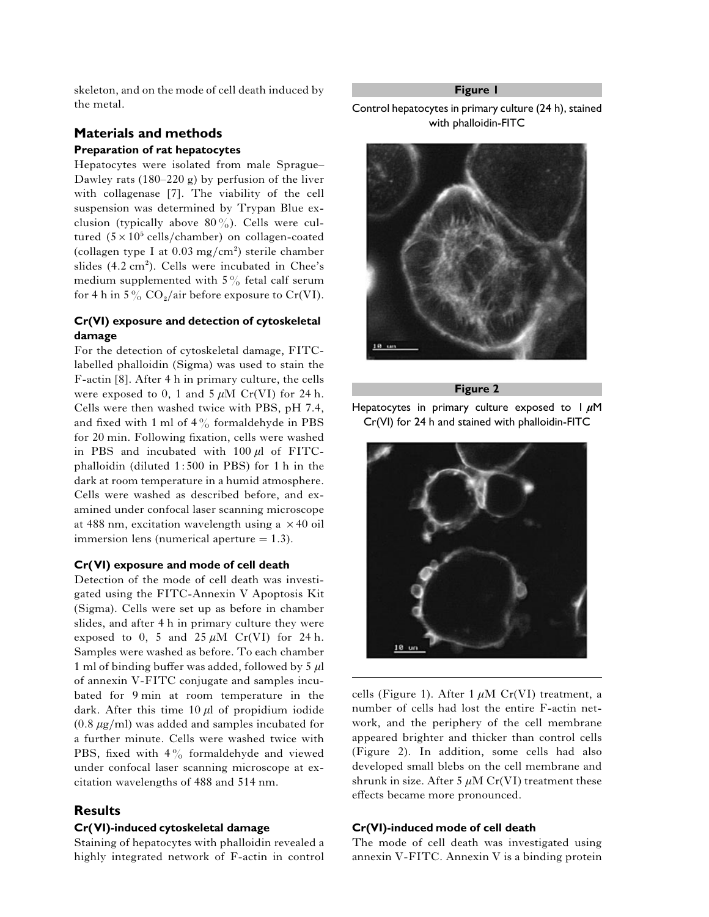skeleton, and on the mode of cell death induced by the metal.

## Materials and methods

### Preparation of rat hepatocytes

Hepatocytes were isolated from male Sprague–Dawley rats (180–220 g) by perfusion of the liver with collagenase [7]. The viability of the cell suspension was determined by Trypan Blue exclusion (typically above 80 %). Cells were cultured ($5 \times 10^5$ cells/chamber) on collagen-coated (collagen type I at 0.03 mg/cm$^2$) sterile chamber slides (4.2 cm$^2$). Cells were incubated in Chee's medium supplemented with 5 % fetal calf serum for 4 h in 5 % $CO_2$/air before exposure to Cr(VI).

### Cr(VI) exposure and detection of cytoskeletal damage

For the detection of cytoskeletal damage, FITC-labelled phalloidin (Sigma) was used to stain the F-actin [8]. After 4 h in primary culture, the cells were exposed to 0, 1 and 5 $\mu$M Cr(VI) for 24 h. Cells were then washed twice with PBS, pH 7.4, and fixed with 1 ml of 4 % formaldehyde in PBS for 20 min. Following fixation, cells were washed in PBS and incubated with 100 $\mu$l of FITC-phalloidin (diluted 1 : 500 in PBS) for 1 h in the dark at room temperature in a humid atmosphere. Cells were washed as described before, and examined under confocal laser scanning microscope at 488 nm, excitation wavelength using a $\times 40$ oil immersion lens (numerical aperture = 1.3).

### Cr(VI) exposure and mode of cell death

Detection of the mode of cell death was investigated using the FITC-Annexin V Apoptosis Kit (Sigma). Cells were set up as before in chamber slides, and after 4 h in primary culture they were exposed to 0, 5 and 25 $\mu$M Cr(VI) for 24 h. Samples were washed as before. To each chamber 1 ml of binding buffer was added, followed by 5 $\mu$l of annexin V-FITC conjugate and samples incubated for 9 min at room temperature in the dark. After this time 10 $\mu$l of propidium iodide (0.8 $\mu$g/ml) was added and samples incubated for a further minute. Cells were washed twice with PBS, fixed with 4 % formaldehyde and viewed under confocal laser scanning microscope at excitation wavelengths of 488 and 514 nm.

## Results

### Cr(VI)-induced cytoskeletal damage

Staining of hepatocytes with phalloidin revealed a highly integrated network of F-actin in control cells (Figure 1). After 1 $\mu$M Cr(VI) treatment, a number of cells had lost the entire F-actin network, and the periphery of the cell membrane appeared brighter and thicker than control cells (Figure 2). In addition, some cells had also developed small blebs on the cell membrane and shrunk in size. After 5 $\mu$M Cr(VI) treatment these effects became more pronounced.

**Figure 1**

Control hepatocytes in primary culture (24 h), stained with phalloidin-FITC

**Figure 2**

Hepatocytes in primary culture exposed to 1 $\mu$M Cr(VI) for 24 h and stained with phalloidin-FITC

### Cr(VI)-induced mode of cell death

The mode of cell death was investigated using annexin V-FITC. Annexin V is a binding protein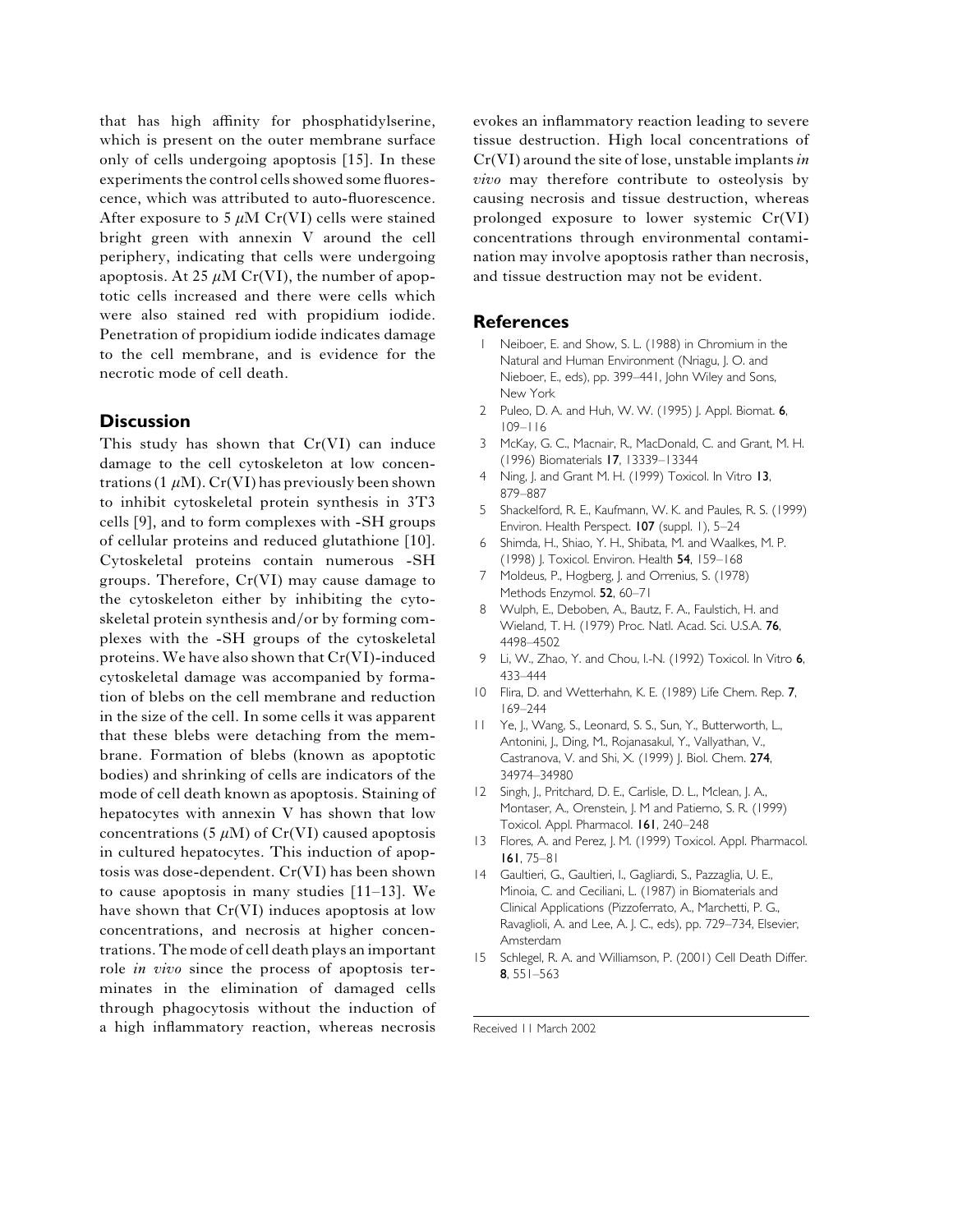that has high affinity for phosphatidylserine, which is present on the outer membrane surface only of cells undergoing apoptosis [15]. In these experiments the control cells showed some fluorescence, which was attributed to auto-fluorescence. After exposure to 5 $\mu$M Cr(VI) cells were stained bright green with annexin V around the cell periphery, indicating that cells were undergoing apoptosis. At 25 $\mu$M Cr(VI), the number of apoptotic cells increased and there were cells which were also stained red with propidium iodide. Penetration of propidium iodide indicates damage to the cell membrane, and is evidence for the necrotic mode of cell death.

## Discussion

This study has shown that Cr(VI) can induce damage to the cell cytoskeleton at low concentrations (1 $\mu$M). Cr(VI) has previously been shown to inhibit cytoskeletal protein synthesis in 3T3 cells [9], and to form complexes with -SH groups of cellular proteins and reduced glutathione [10]. Cytoskeletal proteins contain numerous -SH groups. Therefore, Cr(VI) may cause damage to the cytoskeleton either by inhibiting the cytoskeletal protein synthesis and/or by forming complexes with the -SH groups of the cytoskeletal proteins. We have also shown that Cr(VI)-induced cytoskeletal damage was accompanied by formation of blebs on the cell membrane and reduction in the size of the cell. In some cells it was apparent that these blebs were detaching from the membrane. Formation of blebs (known as apoptotic bodies) and shrinking of cells are indicators of the mode of cell death known as apoptosis. Staining of hepatocytes with annexin V has shown that low concentrations (5 $\mu$M) of Cr(VI) caused apoptosis in cultured hepatocytes. This induction of apoptosis was dose-dependent. Cr(VI) has been shown to cause apoptosis in many studies [11–13]. We have shown that Cr(VI) induces apoptosis at low concentrations, and necrosis at higher concentrations. The mode of cell death plays an important role *in vivo* since the process of apoptosis terminates in the elimination of damaged cells through phagocytosis without the induction of a high inflammatory reaction, whereas necrosis evokes an inflammatory reaction leading to severe tissue destruction. High local concentrations of Cr(VI) around the site of lose, unstable implants *in vivo* may therefore contribute to osteolysis by causing necrosis and tissue destruction, whereas prolonged exposure to lower systemic Cr(VI) concentrations through environmental contamination may involve apoptosis rather than necrosis, and tissue destruction may not be evident.

## References

1. Neiboer, E. and Show, S. L. (1988) in Chromium in the Natural and Human Environment (Nriagu, J. O. and Nieboer, E., eds), pp. 399–441, John Wiley and Sons, New York
2. Puleo, D. A. and Huh, W. W. (1995) J. Appl. Biomat. **6**, 109–116
3. McKay, G. C., Macnair, R., MacDonald, C. and Grant, M. H. (1996) Biomaterials **17**, 13339–13344
4. Ning, J. and Grant M. H. (1999) Toxicol. In Vitro **13**, 879–887
5. Shackelford, R. E., Kaufmann, W. K. and Paules, R. S. (1999) Environ. Health Perspect. **107** (suppl. 1), 5–24
6. Shimda, H., Shiao, Y. H., Shibata, M. and Waalkes, M. P. (1998) J. Toxicol. Environ. Health **54**, 159–168
7. Moldeus, P., Hogberg, J. and Orrenius, S. (1978) Methods Enzymol. **52**, 60–71
8. Wulph, E., Deboben, A., Bautz, F. A., Faulstich, H. and Wieland, T. H. (1979) Proc. Natl. Acad. Sci. U.S.A. **76**, 4498–4502
9. Li, W., Zhao, Y. and Chou, I.-N. (1992) Toxicol. In Vitro **6**, 433–444
10. Flira, D. and Wetterhahn, K. E. (1989) Life Chem. Rep. **7**, 169–244
11. Ye, J., Wang, S., Leonard, S. S., Sun, Y., Butterworth, L., Antonini, J., Ding, M., Rojanasakul, Y., Vallyathan, V., Castranova, V. and Shi, X. (1999) J. Biol. Chem. **274**, 34974–34980
12. Singh, J., Pritchard, D. E., Carlisle, D. L., Mclean, J. A., Montaser, A., Orenstein, J. M and Patierno, S. R. (1999) Toxicol. Appl. Pharmacol. **161**, 240–248
13. Flores, A. and Perez, J. M. (1999) Toxicol. Appl. Pharmacol. **161**, 75–81
14. Gaultieri, G., Gaultieri, I., Gagliardi, S., Pazzaglia, U. E., Minoia, C. and Ceciliani, L. (1987) in Biomaterials and Clinical Applications (Pizzoferrato, A., Marchetti, P. G., Ravaglioli, A. and Lee, A. J. C., eds), pp. 729–734, Elsevier, Amsterdam
15. Schlegel, R. A. and Williamson, P. (2001) Cell Death Differ. **8**, 551–563

Received 11 March 2002